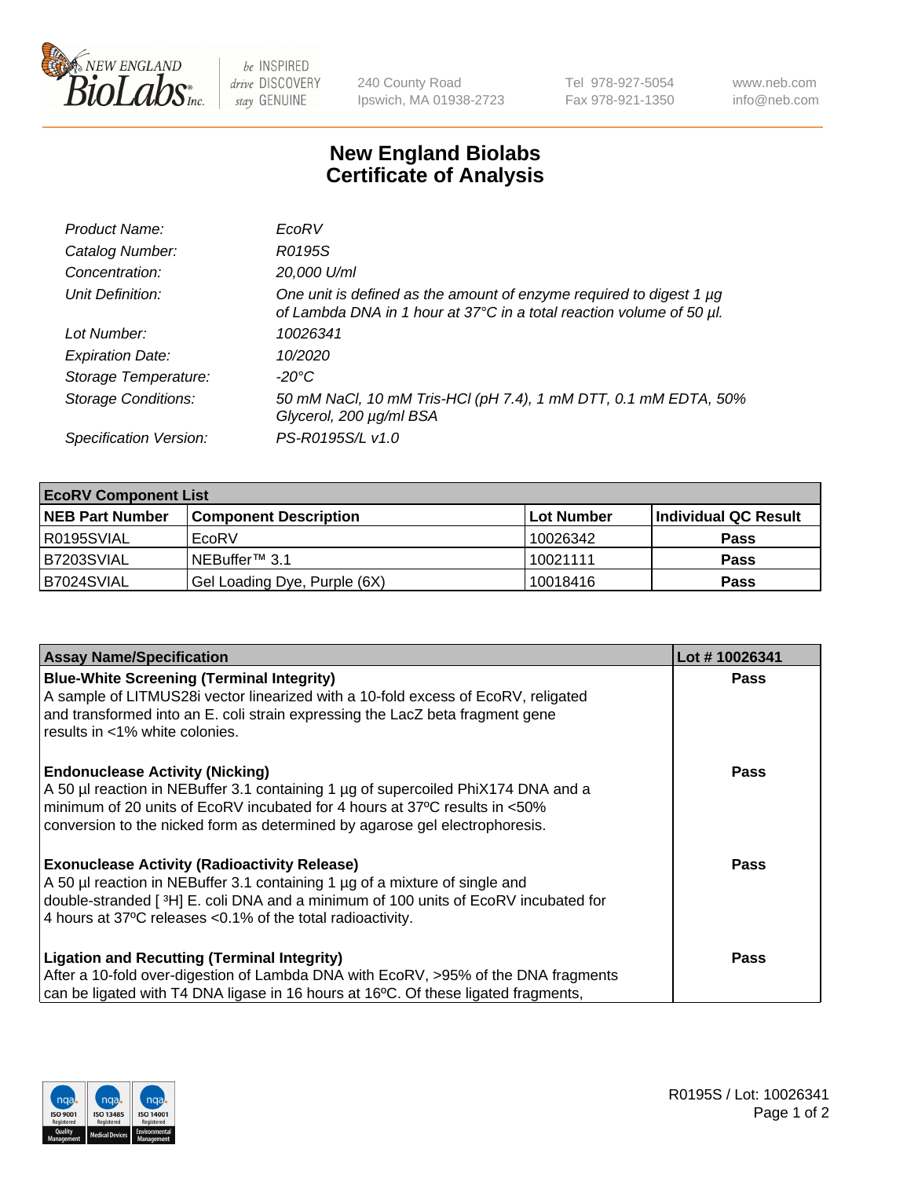# New England Biolabs Certificate of Analysis

| | |
|---|---|
| *Product Name:* | *EcoRV* |
| *Catalog Number:* | *R0195S* |
| *Concentration:* | *20,000 U/ml* |
| *Unit Definition:* | *One unit is defined as the amount of enzyme required to digest 1 µg of Lambda DNA in 1 hour at 37°C in a total reaction volume of 50 µl.* |
| *Lot Number:* | *10026341* |
| *Expiration Date:* | *10/2020* |
| *Storage Temperature:* | *-20°C* |
| *Storage Conditions:* | *50 mM NaCl, 10 mM Tris-HCl (pH 7.4), 1 mM DTT, 0.1 mM EDTA, 50% Glycerol, 200 µg/ml BSA* |
| *Specification Version:* | *PS-R0195S/L v1.0* |

| **EcoRV Component List** | | | |
|---|---|---|---|
| **NEB Part Number** | **Component Description** | **Lot Number** | **Individual QC Result** |
| R0195SVIAL | EcoRV | 10026342 | **Pass** |
| B7203SVIAL | NEBuffer™ 3.1 | 10021111 | **Pass** |
| B7024SVIAL | Gel Loading Dye, Purple (6X) | 10018416 | **Pass** |

| **Assay Name/Specification** | **Lot # 10026341** |
|---|---|
| **Blue-White Screening (Terminal Integrity)** A sample of LITMUS28i vector linearized with a 10-fold excess of EcoRV, religated and transformed into an E. coli strain expressing the LacZ beta fragment gene results in <1% white colonies. | **Pass** |
| **Endonuclease Activity (Nicking)** A 50 µl reaction in NEBuffer 3.1 containing 1 µg of supercoiled PhiX174 DNA and a minimum of 20 units of EcoRV incubated for 4 hours at 37ºC results in <50% conversion to the nicked form as determined by agarose gel electrophoresis. | **Pass** |
| **Exonuclease Activity (Radioactivity Release)** A 50 µl reaction in NEBuffer 3.1 containing 1 µg of a mixture of single and double-stranded [ $^{3}$H] E. coli DNA and a minimum of 100 units of EcoRV incubated for 4 hours at 37ºC releases <0.1% of the total radioactivity. | **Pass** |
| **Ligation and Recutting (Terminal Integrity)** After a 10-fold over-digestion of Lambda DNA with EcoRV, >95% of the DNA fragments can be ligated with T4 DNA ligase in 16 hours at 16ºC. Of these ligated fragments, | **Pass** |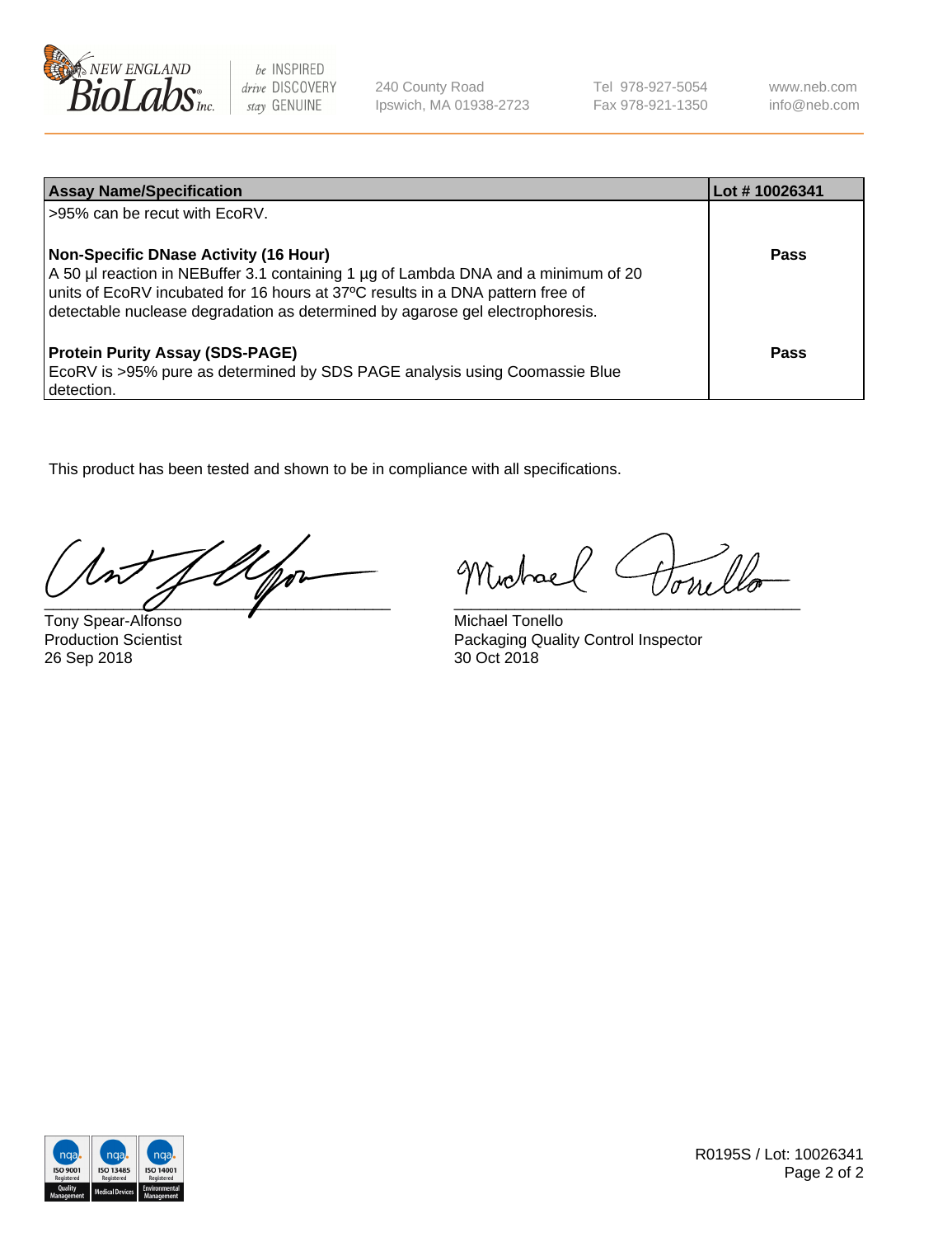| Assay Name/Specification | Lot # 10026341 |
|---|---|
| >95% can be recut with EcoRV. | |
| **Non-Specific DNase Activity (16 Hour)**<br>A 50 µl reaction in NEBuffer 3.1 containing 1 µg of Lambda DNA and a minimum of 20 units of EcoRV incubated for 16 hours at 37ºC results in a DNA pattern free of detectable nuclease degradation as determined by agarose gel electrophoresis. | **Pass** |
| **Protein Purity Assay (SDS-PAGE)**<br>EcoRV is >95% pure as determined by SDS PAGE analysis using Coomassie Blue detection. | **Pass** |

This product has been tested and shown to be in compliance with all specifications.

Tony Spear-Alfonso
Production Scientist
26 Sep 2018

Michael Tonello
Packaging Quality Control Inspector
30 Oct 2018

R0195S / Lot: 10026341